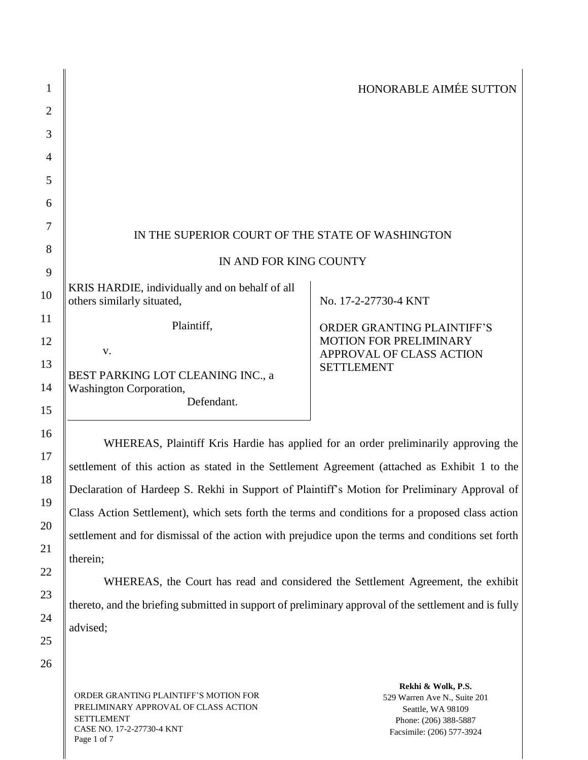HONORABLE AIMÉE SUTTON

IN THE SUPERIOR COURT OF THE STATE OF WASHINGTON

IN AND FOR KING COUNTY

KRIS HARDIE, individually and on behalf of all others similarly situated,

Plaintiff,

v.

BEST PARKING LOT CLEANING INC., a Washington Corporation,

Defendant.

No. 17-2-27730-4 KNT

ORDER GRANTING PLAINTIFF'S MOTION FOR PRELIMINARY APPROVAL OF CLASS ACTION SETTLEMENT

WHEREAS, Plaintiff Kris Hardie has applied for an order preliminarily approving the settlement of this action as stated in the Settlement Agreement (attached as Exhibit 1 to the Declaration of Hardeep S. Rekhi in Support of Plaintiff's Motion for Preliminary Approval of Class Action Settlement), which sets forth the terms and conditions for a proposed class action settlement and for dismissal of the action with prejudice upon the terms and conditions set forth therein;

WHEREAS, the Court has read and considered the Settlement Agreement, the exhibit thereto, and the briefing submitted in support of preliminary approval of the settlement and is fully advised;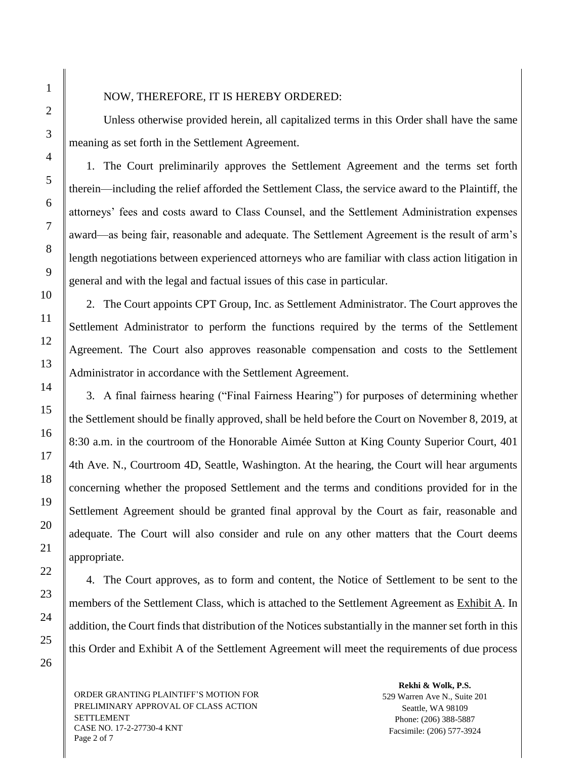NOW, THEREFORE, IT IS HEREBY ORDERED:

Unless otherwise provided herein, all capitalized terms in this Order shall have the same meaning as set forth in the Settlement Agreement.

1. The Court preliminarily approves the Settlement Agreement and the terms set forth therein—including the relief afforded the Settlement Class, the service award to the Plaintiff, the attorneys' fees and costs award to Class Counsel, and the Settlement Administration expenses award—as being fair, reasonable and adequate. The Settlement Agreement is the result of arm's length negotiations between experienced attorneys who are familiar with class action litigation in general and with the legal and factual issues of this case in particular.

2. The Court appoints CPT Group, Inc. as Settlement Administrator. The Court approves the Settlement Administrator to perform the functions required by the terms of the Settlement Agreement. The Court also approves reasonable compensation and costs to the Settlement Administrator in accordance with the Settlement Agreement.

3. A final fairness hearing ("Final Fairness Hearing") for purposes of determining whether the Settlement should be finally approved, shall be held before the Court on November 8, 2019, at 8:30 a.m. in the courtroom of the Honorable Aimée Sutton at King County Superior Court, 401 4th Ave. N., Courtroom 4D, Seattle, Washington. At the hearing, the Court will hear arguments concerning whether the proposed Settlement and the terms and conditions provided for in the Settlement Agreement should be granted final approval by the Court as fair, reasonable and adequate. The Court will also consider and rule on any other matters that the Court deems appropriate.

4. The Court approves, as to form and content, the Notice of Settlement to be sent to the members of the Settlement Class, which is attached to the Settlement Agreement as Exhibit A. In addition, the Court finds that distribution of the Notices substantially in the manner set forth in this this Order and Exhibit A of the Settlement Agreement will meet the requirements of due process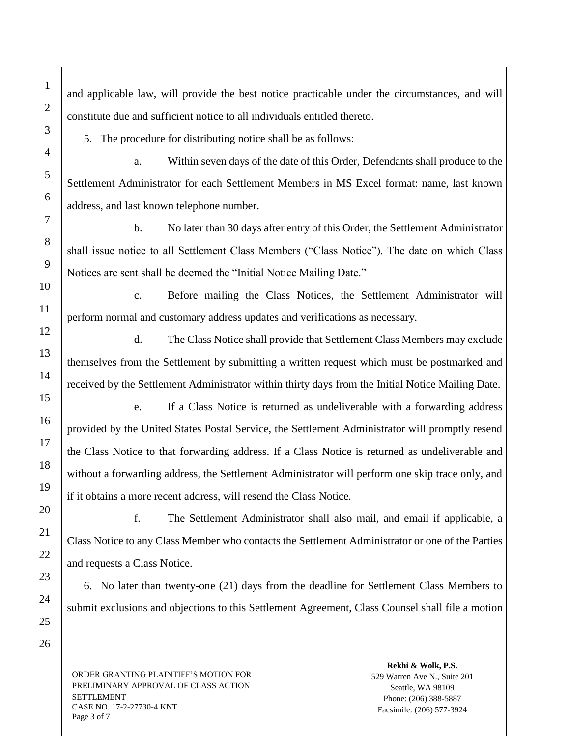and applicable law, will provide the best notice practicable under the circumstances, and will constitute due and sufficient notice to all individuals entitled thereto.

5. The procedure for distributing notice shall be as follows:

a. Within seven days of the date of this Order, Defendants shall produce to the Settlement Administrator for each Settlement Members in MS Excel format: name, last known address, and last known telephone number.

b. No later than 30 days after entry of this Order, the Settlement Administrator shall issue notice to all Settlement Class Members ("Class Notice"). The date on which Class Notices are sent shall be deemed the "Initial Notice Mailing Date."

c. Before mailing the Class Notices, the Settlement Administrator will perform normal and customary address updates and verifications as necessary.

d. The Class Notice shall provide that Settlement Class Members may exclude themselves from the Settlement by submitting a written request which must be postmarked and received by the Settlement Administrator within thirty days from the Initial Notice Mailing Date.

e. If a Class Notice is returned as undeliverable with a forwarding address provided by the United States Postal Service, the Settlement Administrator will promptly resend the Class Notice to that forwarding address. If a Class Notice is returned as undeliverable and without a forwarding address, the Settlement Administrator will perform one skip trace only, and if it obtains a more recent address, will resend the Class Notice.

f. The Settlement Administrator shall also mail, and email if applicable, a Class Notice to any Class Member who contacts the Settlement Administrator or one of the Parties and requests a Class Notice.

6. No later than twenty-one (21) days from the deadline for Settlement Class Members to submit exclusions and objections to this Settlement Agreement, Class Counsel shall file a motion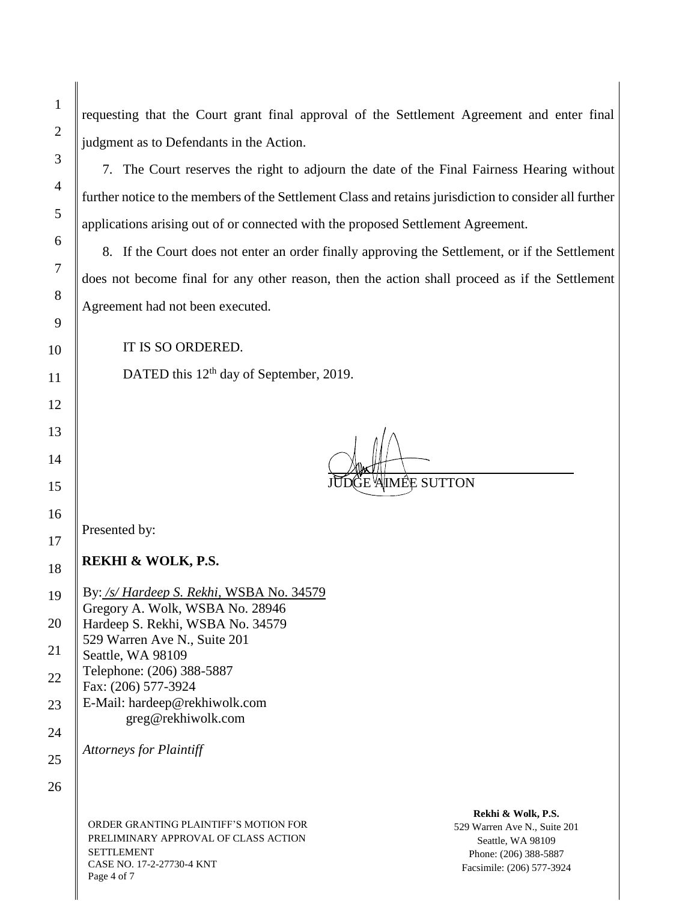requesting that the Court grant final approval of the Settlement Agreement and enter final judgment as to Defendants in the Action.

7. The Court reserves the right to adjourn the date of the Final Fairness Hearing without further notice to the members of the Settlement Class and retains jurisdiction to consider all further applications arising out of or connected with the proposed Settlement Agreement.

8. If the Court does not enter an order finally approving the Settlement, or if the Settlement does not become final for any other reason, then the action shall proceed as if the Settlement Agreement had not been executed.

IT IS SO ORDERED.

DATED this 12th day of September, 2019.

JUDGE AIMEE SUTTON

Presented by:

**REKHI & WOLK, P.S.**

By: */s/ Hardeep S. Rekhi*, WSBA No. 34579
Gregory A. Wolk, WSBA No. 28946
Hardeep S. Rekhi, WSBA No. 34579
529 Warren Ave N., Suite 201
Seattle, WA 98109
Telephone: (206) 388-5887
Fax: (206) 577-3924
E-Mail: hardeep@rekhiwolk.com
greg@rekhiwolk.com

*Attorneys for Plaintiff*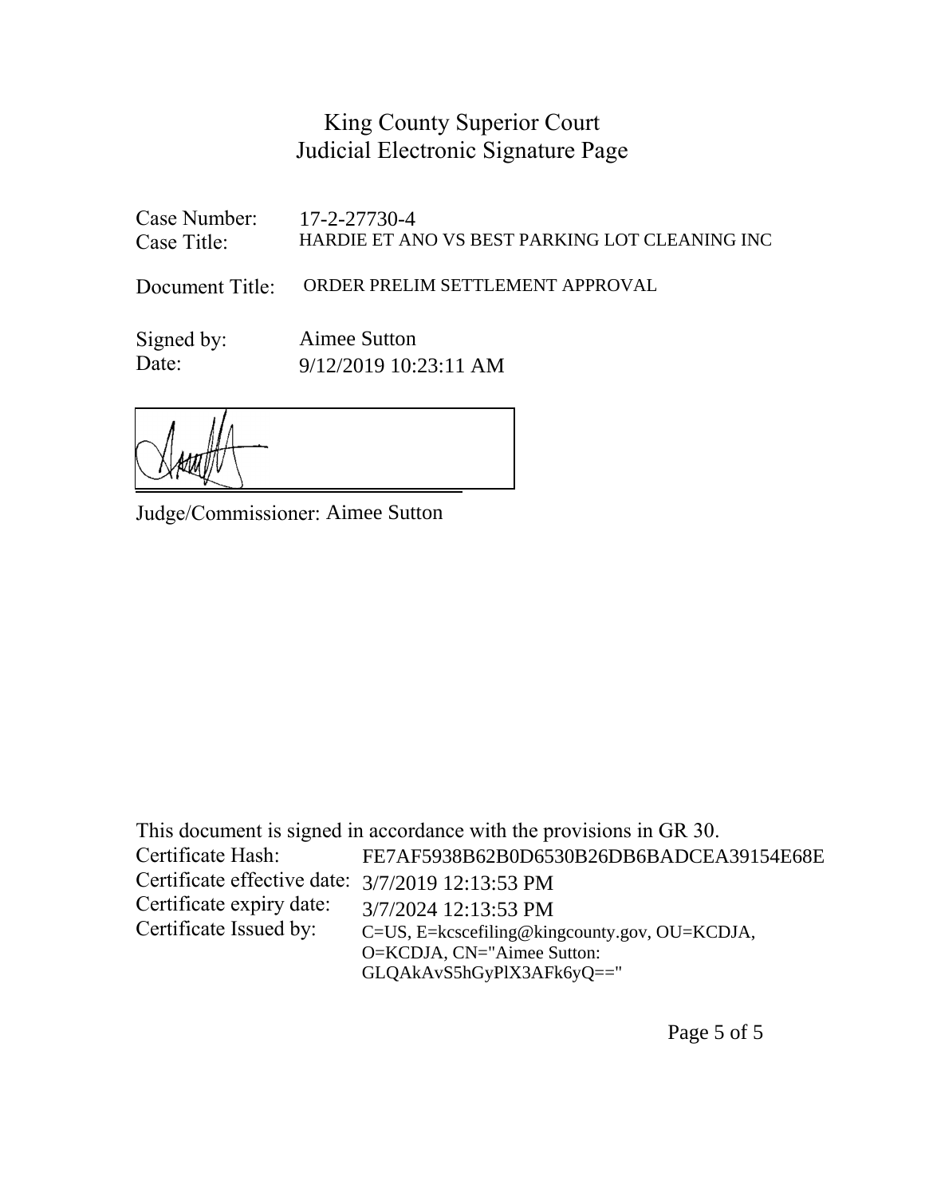# King County Superior Court
# Judicial Electronic Signature Page

| | |
|---|---|
| Case Number: | 17-2-27730-4 |
| Case Title: | HARDIE ET ANO VS BEST PARKING LOT CLEANING INC |
| Document Title: | ORDER PRELIM SETTLEMENT APPROVAL |
| Signed by: | Aimee Sutton |
| Date: | 9/12/2019 10:23:11 AM |

Judge/Commissioner: Aimee Sutton

This document is signed in accordance with the provisions in GR 30.

| | |
|---|---|
| Certificate Hash: | FE7AF5938B62B0D6530B26DB6BADCEA39154E68E |
| Certificate effective date: | 3/7/2019 12:13:53 PM |
| Certificate expiry date: | 3/7/2024 12:13:53 PM |
| Certificate Issued by: | C=US, E=kcscefiling@kingcounty.gov, OU=KCDJA, O=KCDJA, CN="Aimee Sutton: GLQAkAvS5hGyPlX3AFk6yQ==" |